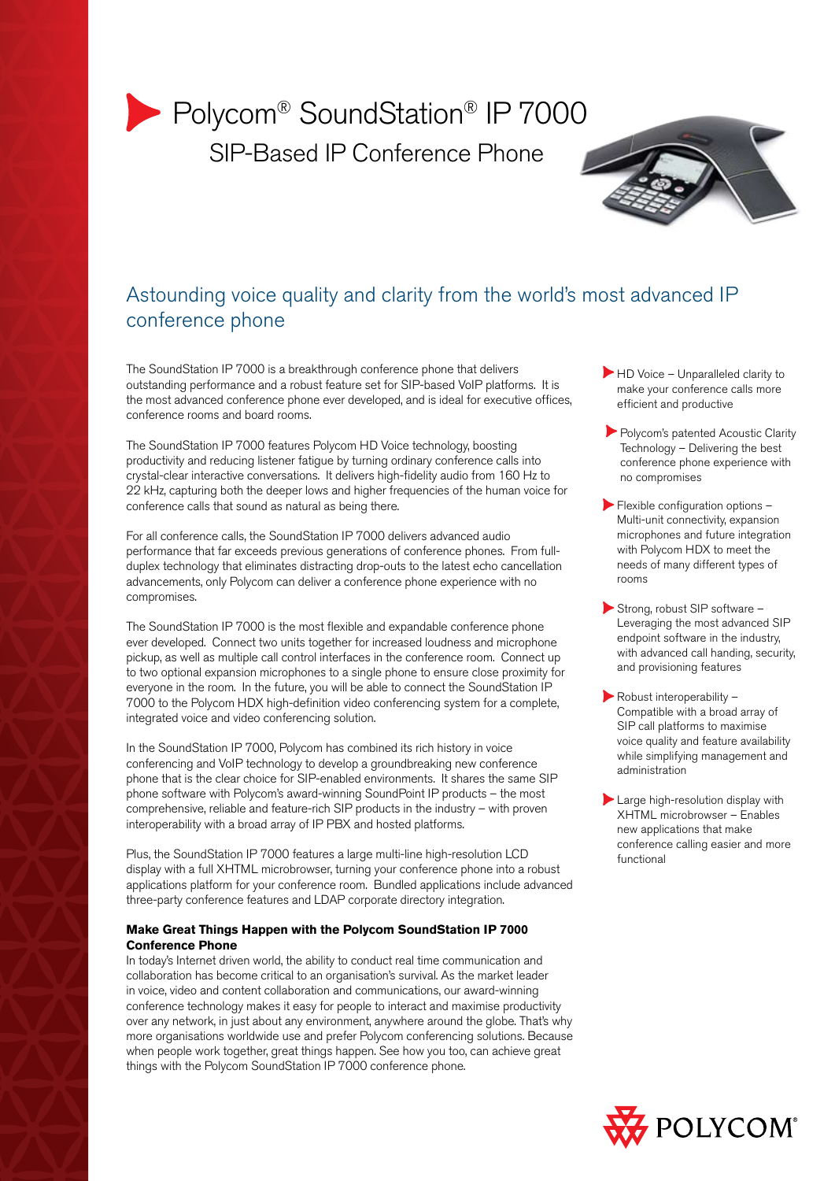# Polycom® SoundStation® IP 7000

## SIP-Based IP Conference Phone

## Astounding voice quality and clarity from the world's most advanced IP conference phone

The SoundStation IP 7000 is a breakthrough conference phone that delivers outstanding performance and a robust feature set for SIP-based VoIP platforms. It is the most advanced conference phone ever developed, and is ideal for executive offices, conference rooms and board rooms.

The SoundStation IP 7000 features Polycom HD Voice technology, boosting productivity and reducing listener fatigue by turning ordinary conference calls into crystal-clear interactive conversations. It delivers high-fidelity audio from 160 Hz to 22 kHz, capturing both the deeper lows and higher frequencies of the human voice for conference calls that sound as natural as being there.

For all conference calls, the SoundStation IP 7000 delivers advanced audio performance that far exceeds previous generations of conference phones. From full-duplex technology that eliminates distracting drop-outs to the latest echo cancellation advancements, only Polycom can deliver a conference phone experience with no compromises.

The SoundStation IP 7000 is the most flexible and expandable conference phone ever developed. Connect two units together for increased loudness and microphone pickup, as well as multiple call control interfaces in the conference room. Connect up to two optional expansion microphones to a single phone to ensure close proximity for everyone in the room. In the future, you will be able to connect the SoundStation IP 7000 to the Polycom HDX high-definition video conferencing system for a complete, integrated voice and video conferencing solution.

In the SoundStation IP 7000, Polycom has combined its rich history in voice conferencing and VoIP technology to develop a groundbreaking new conference phone that is the clear choice for SIP-enabled environments. It shares the same SIP phone software with Polycom's award-winning SoundPoint IP products – the most comprehensive, reliable and feature-rich SIP products in the industry – with proven interoperability with a broad array of IP PBX and hosted platforms.

Plus, the SoundStation IP 7000 features a large multi-line high-resolution LCD display with a full XHTML microbrowser, turning your conference phone into a robust applications platform for your conference room. Bundled applications include advanced three-party conference features and LDAP corporate directory integration.

**Make Great Things Happen with the Polycom SoundStation IP 7000 Conference Phone**

In today's Internet driven world, the ability to conduct real time communication and collaboration has become critical to an organisation's survival. As the market leader in voice, video and content collaboration and communications, our award-winning conference technology makes it easy for people to interact and maximise productivity over any network, in just about any environment, anywhere around the globe. That's why more organisations worldwide use and prefer Polycom conferencing solutions. Because when people work together, great things happen. See how you too, can achieve great things with the Polycom SoundStation IP 7000 conference phone.

- HD Voice – Unparalleled clarity to make your conference calls more efficient and productive
- Polycom's patented Acoustic Clarity Technology – Delivering the best conference phone experience with no compromises
- Flexible configuration options – Multi-unit connectivity, expansion microphones and future integration with Polycom HDX to meet the needs of many different types of rooms
- Strong, robust SIP software – Leveraging the most advanced SIP endpoint software in the industry, with advanced call handing, security, and provisioning features
- Robust interoperability – Compatible with a broad array of SIP call platforms to maximise voice quality and feature availability while simplifying management and administration
- Large high-resolution display with XHTML microbrowser – Enables new applications that make conference calling easier and more functional

POLYCOM®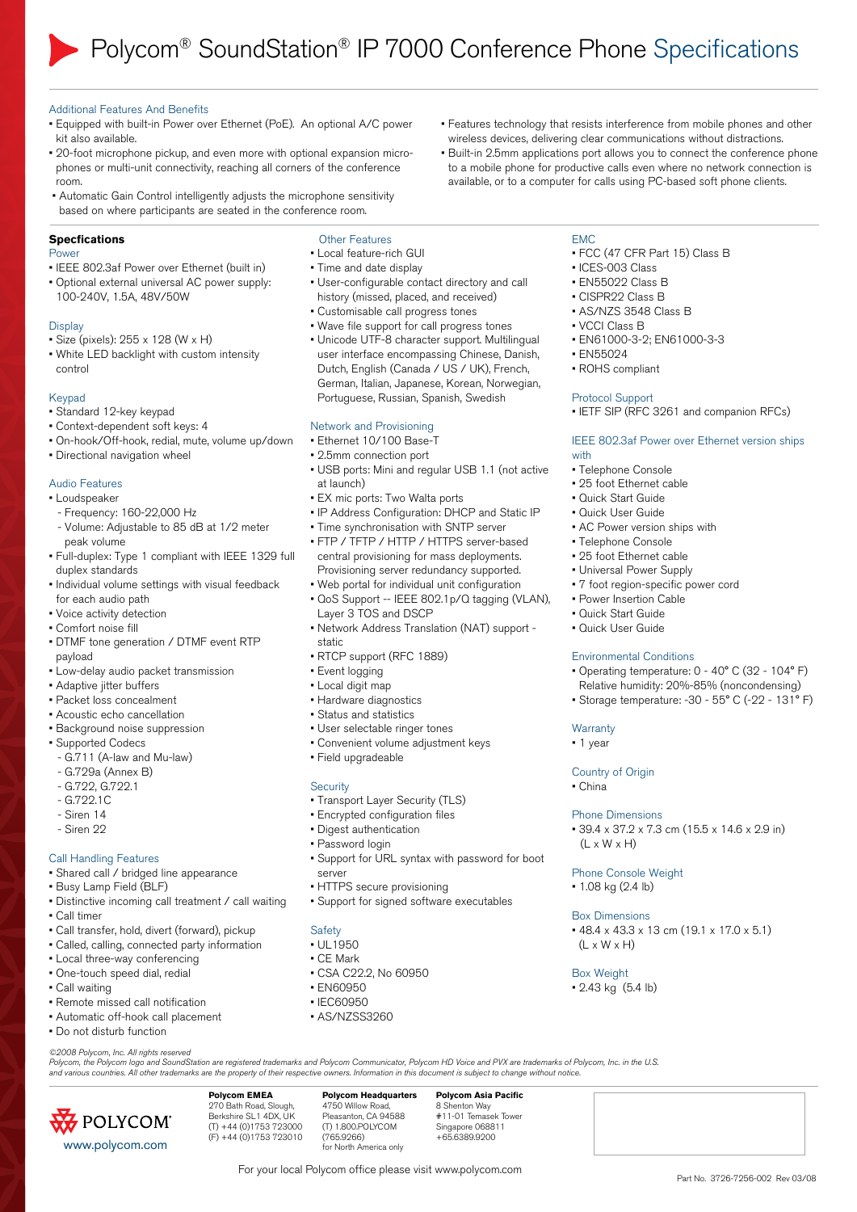# Polycom® SoundStation® IP 7000 Conference Phone Specifications

## Additional Features And Benefits

- Equipped with built-in Power over Ethernet (PoE). An optional A/C power kit also available.
- 20-foot microphone pickup, and even more with optional expansion microphones or multi-unit connectivity, reaching all corners of the conference room.
- Automatic Gain Control intelligently adjusts the microphone sensitivity based on where participants are seated in the conference room.
- Features technology that resists interference from mobile phones and other wireless devices, delivering clear communications without distractions.
- Built-in 2.5mm applications port allows you to connect the conference phone to a mobile phone for productive calls even where no network connection is available, or to a computer for calls using PC-based soft phone clients.

## Specfications

### Power

- IEEE 802.3af Power over Ethernet (built in)
- Optional external universal AC power supply: 100-240V, 1.5A, 48V/50W

### Display

- Size (pixels): 255 x 128 (W x H)
- White LED backlight with custom intensity control

### Keypad

- Standard 12-key keypad
- Context-dependent soft keys: 4
- On-hook/Off-hook, redial, mute, volume up/down
- Directional navigation wheel

### Audio Features

- Loudspeaker
  - Frequency: 160-22,000 Hz
  - Volume: Adjustable to 85 dB at 1/2 meter peak volume
- Full-duplex: Type 1 compliant with IEEE 1329 full duplex standards
- Individual volume settings with visual feedback for each audio path
- Voice activity detection
- Comfort noise fill
- DTMF tone generation / DTMF event RTP payload
- Low-delay audio packet transmission
- Adaptive jitter buffers
- Packet loss concealment
- Acoustic echo cancellation
- Background noise suppression
- Supported Codecs
  - G.711 (A-law and Mu-law)
  - G.729a (Annex B)
  - G.722, G.722.1
  - G.722.1C
  - Siren 14
  - Siren 22

### Call Handling Features

- Shared call / bridged line appearance
- Busy Lamp Field (BLF)
- Distinctive incoming call treatment / call waiting
- Call timer
- Call transfer, hold, divert (forward), pickup
- Called, calling, connected party information
- Local three-way conferencing
- One-touch speed dial, redial
- Call waiting
- Remote missed call notification
- Automatic off-hook call placement
- Do not disturb function

### Other Features

- Local feature-rich GUI
- Time and date display
- User-configurable contact directory and call history (missed, placed, and received)
- Customisable call progress tones
- Wave file support for call progress tones
- Unicode UTF-8 character support. Multilingual user interface encompassing Chinese, Danish, Dutch, English (Canada / US / UK), French, German, Italian, Japanese, Korean, Norwegian, Portuguese, Russian, Spanish, Swedish

### Network and Provisioning

- Ethernet 10/100 Base-T
- 2.5mm connection port
- USB ports: Mini and regular USB 1.1 (not active at launch)
- EX mic ports: Two Walta ports
- IP Address Configuration: DHCP and Static IP
- Time synchronisation with SNTP server
- FTP / TFTP / HTTP / HTTPS server-based central provisioning for mass deployments. Provisioning server redundancy supported.
- Web portal for individual unit configuration
- QoS Support -- IEEE 802.1p/Q tagging (VLAN), Layer 3 TOS and DSCP
- Network Address Translation (NAT) support - static
- RTCP support (RFC 1889)
- Event logging
- Local digit map
- Hardware diagnostics
- Status and statistics
- User selectable ringer tones
- Convenient volume adjustment keys
- Field upgradeable

### Security

- Transport Layer Security (TLS)
- Encrypted configuration files
- Digest authentication
- Password login
- Support for URL syntax with password for boot server
- HTTPS secure provisioning
- Support for signed software executables

### Safety

- UL1950
- CE Mark
- CSA C22.2, No 60950
- EN60950
- IEC60950
- AS/NZSS3260

### EMC

- FCC (47 CFR Part 15) Class B
- ICES-003 Class
- EN55022 Class B
- CISPR22 Class B
- AS/NZS 3548 Class B
- VCCI Class B
- EN61000-3-2; EN61000-3-3
- EN55024
- ROHS compliant

### Protocol Support

- IETF SIP (RFC 3261 and companion RFCs)

### IEEE 802.3af Power over Ethernet version ships with

- Telephone Console
- 25 foot Ethernet cable
- Quick Start Guide
- Quick User Guide
- AC Power version ships with
- Telephone Console
- 25 foot Ethernet cable
- Universal Power Supply
- 7 foot region-specific power cord
- Power Insertion Cable
- Quick Start Guide
- Quick User Guide

### Environmental Conditions

- Operating temperature: 0 - 40° C (32 - 104° F) Relative humidity: 20%-85% (noncondensing)
- Storage temperature: -30 - 55° C (-22 - 131° F)

### Warranty

- 1 year

### Country of Origin

- China

### Phone Dimensions

- 39.4 x 37.2 x 7.3 cm (15.5 x 14.6 x 2.9 in) (L x W x H)

### Phone Console Weight

- 1.08 kg (2.4 lb)

### Box Dimensions

- 48.4 x 43.3 x 13 cm (19.1 x 17.0 x 5.1) (L x W x H)

### Box Weight

- 2.43 kg (5.4 lb)

*©2008 Polycom, Inc. All rights reserved*
*Polycom, the Polycom logo and SoundStation are registered trademarks and Polycom Communicator, Polycom HD Voice and PVX are trademarks of Polycom, Inc. in the U.S. and various countries. All other trademarks are the property of their respective owners. Information in this document is subject to change without notice.*

POLYCOM®
www.polycom.com

**Polycom EMEA**
270 Bath Road, Slough, Berkshire SL1 4DX, UK
(T) +44 (0)1753 723000
(F) +44 (0)1753 723010

**Polycom Headquarters**
4750 Willow Road, Pleasanton, CA 94588
(T) 1.800.POLYCOM (765.9266)
for North America only

**Polycom Asia Pacific**
8 Shenton Way
#11-01 Temasek Tower
Singapore 068811
+65.6389.9200

For your local Polycom office please visit www.polycom.com

Part No. 3726-7256-002 Rev 03/08